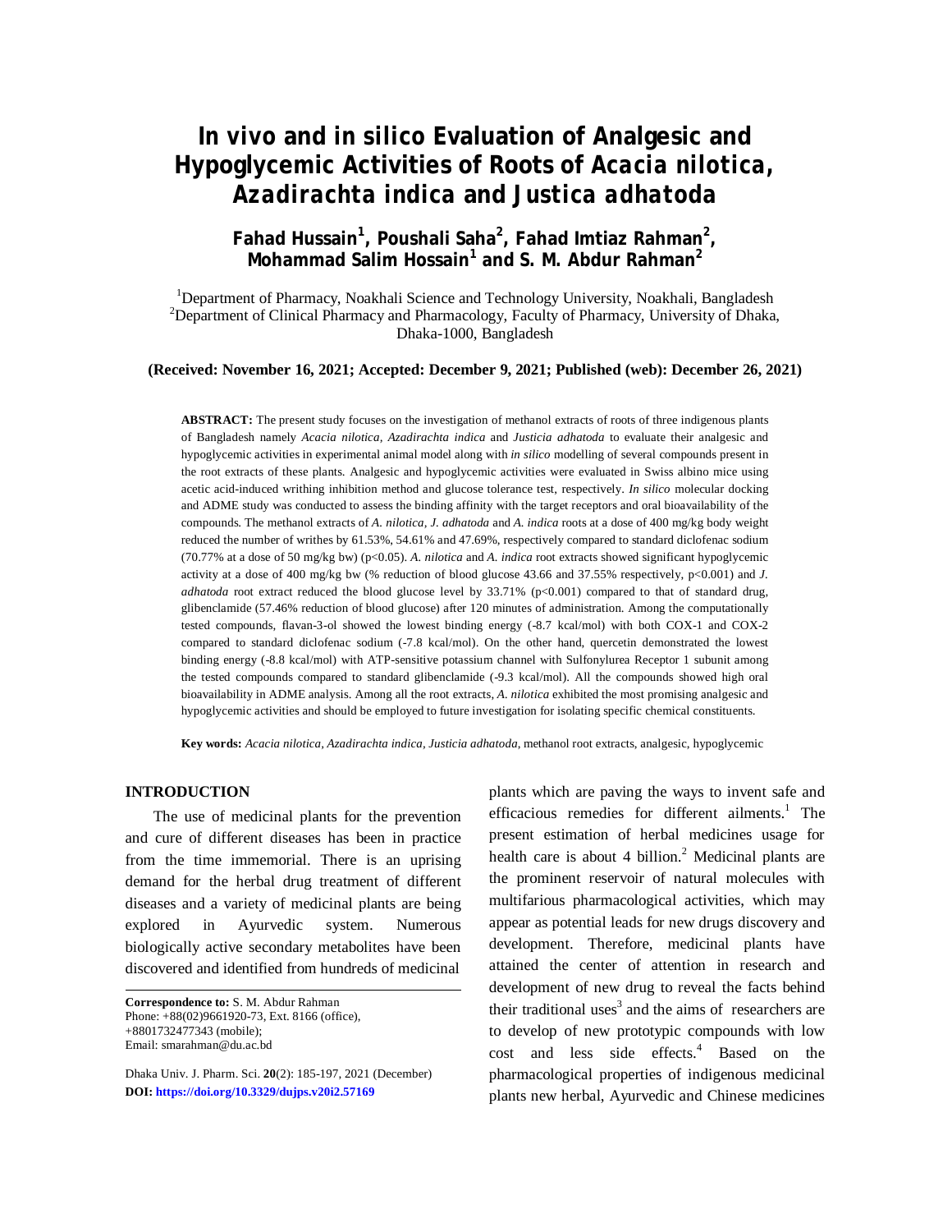# In vivo and in silico Evaluation of Analgesic and Hypoglycemic Activities of Roots of *Acacia nilotica*, *Azadirachta indica* and *Justica adhatoda*

**Fahad Hussain[1], Poushali Saha[2], Fahad Imtiaz Rahman[2], Mohammad Salim Hossain[1] and S. M. Abdur Rahman[2]**

[1]Department of Pharmacy, Noakhali Science and Technology University, Noakhali, Bangladesh
[2]Department of Clinical Pharmacy and Pharmacology, Faculty of Pharmacy, University of Dhaka, Dhaka-1000, Bangladesh

**(Received: November 16, 2021; Accepted: December 9, 2021; Published (web): December 26, 2021)**

**ABSTRACT:** The present study focuses on the investigation of methanol extracts of roots of three indigenous plants of Bangladesh namely *Acacia nilotica*, *Azadirachta indica* and *Justicia adhatoda* to evaluate their analgesic and hypoglycemic activities in experimental animal model along with *in silico* modelling of several compounds present in the root extracts of these plants. Analgesic and hypoglycemic activities were evaluated in Swiss albino mice using acetic acid-induced writhing inhibition method and glucose tolerance test, respectively. *In silico* molecular docking and ADME study was conducted to assess the binding affinity with the target receptors and oral bioavailability of the compounds. The methanol extracts of *A. nilotica*, *J. adhatoda* and *A. indica* roots at a dose of 400 mg/kg body weight reduced the number of writhes by 61.53%, 54.61% and 47.69%, respectively compared to standard diclofenac sodium (70.77% at a dose of 50 mg/kg bw) ($p<0.05$). *A. nilotica* and *A. indica* root extracts showed significant hypoglycemic activity at a dose of 400 mg/kg bw (% reduction of blood glucose 43.66 and 37.55% respectively, $p<0.001$) and *J. adhatoda* root extract reduced the blood glucose level by 33.71% ($p<0.001$) compared to that of standard drug, glibenclamide (57.46% reduction of blood glucose) after 120 minutes of administration. Among the computationally tested compounds, flavan-3-ol showed the lowest binding energy (-8.7 kcal/mol) with both COX-1 and COX-2 compared to standard diclofenac sodium (-7.8 kcal/mol). On the other hand, quercetin demonstrated the lowest binding energy (-8.8 kcal/mol) with ATP-sensitive potassium channel with Sulfonylurea Receptor 1 subunit among the tested compounds compared to standard glibenclamide (-9.3 kcal/mol). All the compounds showed high oral bioavailability in ADME analysis. Among all the root extracts, *A. nilotica* exhibited the most promising analgesic and hypoglycemic activities and should be employed to future investigation for isolating specific chemical constituents.

**Key words:** *Acacia nilotica*, *Azadirachta indica*, *Justicia adhatoda*, methanol root extracts, analgesic, hypoglycemic

## INTRODUCTION

The use of medicinal plants for the prevention and cure of different diseases has been in practice from the time immemorial. There is an uprising demand for the herbal drug treatment of different diseases and a variety of medicinal plants are being explored in Ayurvedic system. Numerous biologically active secondary metabolites have been discovered and identified from hundreds of medicinal plants which are paving the ways to invent safe and efficacious remedies for different ailments.[1] The present estimation of herbal medicines usage for health care is about 4 billion.[2] Medicinal plants are the prominent reservoir of natural molecules with multifarious pharmacological activities, which may appear as potential leads for new drugs discovery and development. Therefore, medicinal plants have attained the center of attention in research and development of new drug to reveal the facts behind their traditional uses[3] and the aims of researchers are to develop of new prototypic compounds with low cost and less side effects.[4] Based on the pharmacological properties of indigenous medicinal plants new herbal, Ayurvedic and Chinese medicines

**Correspondence to:** S. M. Abdur Rahman
Phone: +88(02)9661920-73, Ext. 8166 (office), +8801732477343 (mobile);
Email: smarahman@du.ac.bd

Dhaka Univ. J. Pharm. Sci. **20**(2): 185-197, 2021 (December)
**DOI: https://doi.org/10.3329/dujps.v20i2.57169**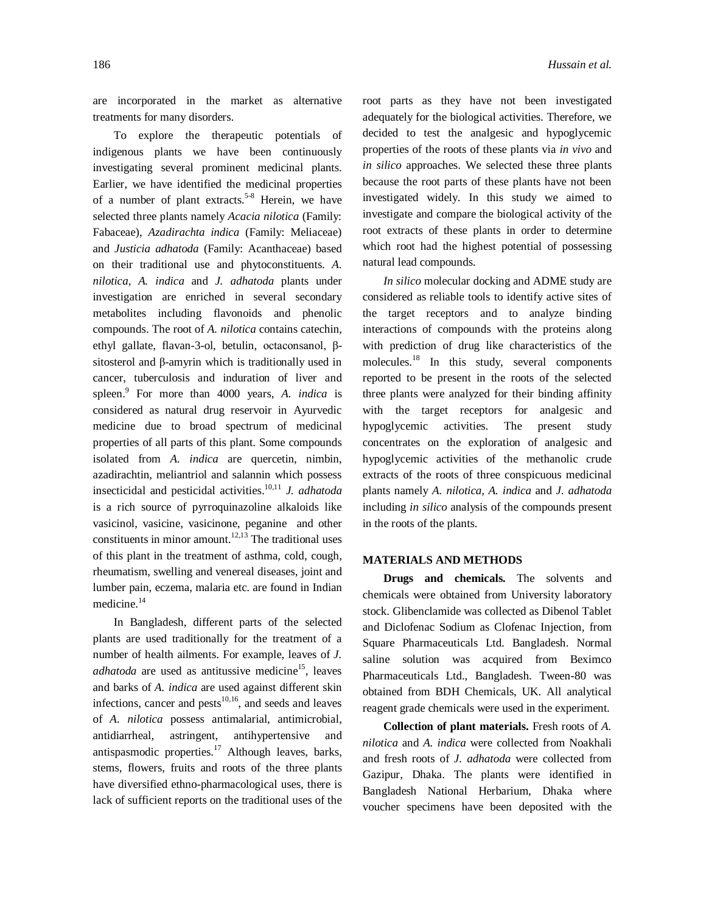are incorporated in the market as alternative treatments for many disorders.

To explore the therapeutic potentials of indigenous plants we have been continuously investigating several prominent medicinal plants. Earlier, we have identified the medicinal properties of a number of plant extracts.[5-8] Herein, we have selected three plants namely *Acacia nilotica* (Family: Fabaceae), *Azadirachta indica* (Family: Meliaceae) and *Justicia adhatoda* (Family: Acanthaceae) based on their traditional use and phytoconstituents. *A. nilotica, A. indica* and *J. adhatoda* plants under investigation are enriched in several secondary metabolites including flavonoids and phenolic compounds. The root of *A. nilotica* contains catechin, ethyl gallate, flavan-3-ol, betulin, octaconsanol, β-sitosterol and β-amyrin which is traditionally used in cancer, tuberculosis and induration of liver and spleen.[9] For more than 4000 years, *A. indica* is considered as natural drug reservoir in Ayurvedic medicine due to broad spectrum of medicinal properties of all parts of this plant. Some compounds isolated from *A. indica* are quercetin, nimbin, azadirachtin, meliantriol and salannin which possess insecticidal and pesticidal activities.[10,11] *J. adhatoda* is a rich source of pyrroquinazoline alkaloids like vasicinol, vasicine, vasicinone, peganine and other constituents in minor amount.[12,13] The traditional uses of this plant in the treatment of asthma, cold, cough, rheumatism, swelling and venereal diseases, joint and lumber pain, eczema, malaria etc. are found in Indian medicine.[14]

In Bangladesh, different parts of the selected plants are used traditionally for the treatment of a number of health ailments. For example, leaves of *J. adhatoda* are used as antitussive medicine[15], leaves and barks of *A. indica* are used against different skin infections, cancer and pests[10,16], and seeds and leaves of *A. nilotica* possess antimalarial, antimicrobial, antidiarrheal, astringent, antihypertensive and antispasmodic properties.[17] Although leaves, barks, stems, flowers, fruits and roots of the three plants have diversified ethno-pharmacological uses, there is lack of sufficient reports on the traditional uses of the root parts as they have not been investigated adequately for the biological activities. Therefore, we decided to test the analgesic and hypoglycemic properties of the roots of these plants via *in vivo* and *in silico* approaches. We selected these three plants because the root parts of these plants have not been investigated widely. In this study we aimed to investigate and compare the biological activity of the root extracts of these plants in order to determine which root had the highest potential of possessing natural lead compounds.

*In silico* molecular docking and ADME study are considered as reliable tools to identify active sites of the target receptors and to analyze binding interactions of compounds with the proteins along with prediction of drug like characteristics of the molecules.[18] In this study, several components reported to be present in the roots of the selected three plants were analyzed for their binding affinity with the target receptors for analgesic and hypoglycemic activities. The present study concentrates on the exploration of analgesic and hypoglycemic activities of the methanolic crude extracts of the roots of three conspicuous medicinal plants namely *A. nilotica, A. indica* and *J. adhatoda* including *in silico* analysis of the compounds present in the roots of the plants.

## MATERIALS AND METHODS

**Drugs and chemicals.** The solvents and chemicals were obtained from University laboratory stock. Glibenclamide was collected as Dibenol Tablet and Diclofenac Sodium as Clofenac Injection, from Square Pharmaceuticals Ltd. Bangladesh. Normal saline solution was acquired from Beximco Pharmaceuticals Ltd., Bangladesh. Tween-80 was obtained from BDH Chemicals, UK. All analytical reagent grade chemicals were used in the experiment.

**Collection of plant materials.** Fresh roots of *A. nilotica* and *A. indica* were collected from Noakhali and fresh roots of *J. adhatoda* were collected from Gazipur, Dhaka. The plants were identified in Bangladesh National Herbarium, Dhaka where voucher specimens have been deposited with the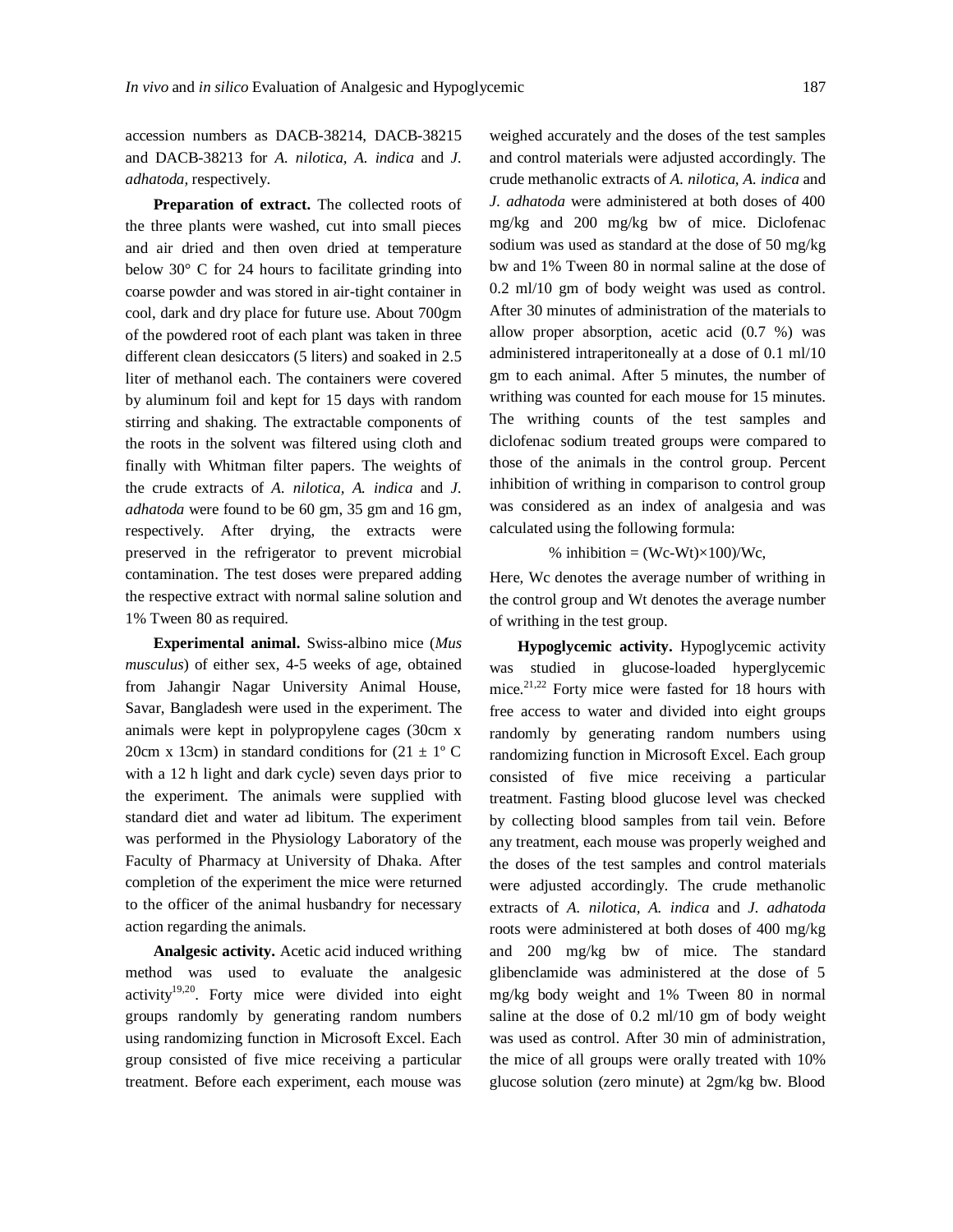accession numbers as DACB-38214, DACB-38215 and DACB-38213 for *A. nilotica, A. indica* and *J. adhatoda,* respectively.

**Preparation of extract.** The collected roots of the three plants were washed, cut into small pieces and air dried and then oven dried at temperature below 30° C for 24 hours to facilitate grinding into coarse powder and was stored in air-tight container in cool, dark and dry place for future use. About 700gm of the powdered root of each plant was taken in three different clean desiccators (5 liters) and soaked in 2.5 liter of methanol each. The containers were covered by aluminum foil and kept for 15 days with random stirring and shaking. The extractable components of the roots in the solvent was filtered using cloth and finally with Whitman filter papers. The weights of the crude extracts of *A. nilotica, A. indica* and *J. adhatoda* were found to be 60 gm, 35 gm and 16 gm, respectively. After drying, the extracts were preserved in the refrigerator to prevent microbial contamination. The test doses were prepared adding the respective extract with normal saline solution and 1% Tween 80 as required.

**Experimental animal.** Swiss-albino mice (*Mus musculus*) of either sex, 4-5 weeks of age, obtained from Jahangir Nagar University Animal House, Savar, Bangladesh were used in the experiment. The animals were kept in polypropylene cages (30cm x 20cm x 13cm) in standard conditions for (21 ± 1º C with a 12 h light and dark cycle) seven days prior to the experiment. The animals were supplied with standard diet and water ad libitum. The experiment was performed in the Physiology Laboratory of the Faculty of Pharmacy at University of Dhaka. After completion of the experiment the mice were returned to the officer of the animal husbandry for necessary action regarding the animals.

**Analgesic activity.** Acetic acid induced writhing method was used to evaluate the analgesic activity[19,20]. Forty mice were divided into eight groups randomly by generating random numbers using randomizing function in Microsoft Excel. Each group consisted of five mice receiving a particular treatment. Before each experiment, each mouse was weighed accurately and the doses of the test samples and control materials were adjusted accordingly. The crude methanolic extracts of *A. nilotica, A. indica* and *J. adhatoda* were administered at both doses of 400 mg/kg and 200 mg/kg bw of mice. Diclofenac sodium was used as standard at the dose of 50 mg/kg bw and 1% Tween 80 in normal saline at the dose of 0.2 ml/10 gm of body weight was used as control. After 30 minutes of administration of the materials to allow proper absorption, acetic acid (0.7 %) was administered intraperitoneally at a dose of 0.1 ml/10 gm to each animal. After 5 minutes, the number of writhing was counted for each mouse for 15 minutes. The writhing counts of the test samples and diclofenac sodium treated groups were compared to those of the animals in the control group. Percent inhibition of writhing in comparison to control group was considered as an index of analgesia and was calculated using the following formula:

$$\% \text{ inhibition} = (W_c - W_t) \times 100)/W_c,$$

Here, Wc denotes the average number of writhing in the control group and Wt denotes the average number of writhing in the test group.

**Hypoglycemic activity.** Hypoglycemic activity was studied in glucose-loaded hyperglycemic mice.[21,22] Forty mice were fasted for 18 hours with free access to water and divided into eight groups randomly by generating random numbers using randomizing function in Microsoft Excel. Each group consisted of five mice receiving a particular treatment. Fasting blood glucose level was checked by collecting blood samples from tail vein. Before any treatment, each mouse was properly weighed and the doses of the test samples and control materials were adjusted accordingly. The crude methanolic extracts of *A. nilotica, A. indica* and *J. adhatoda* roots were administered at both doses of 400 mg/kg and 200 mg/kg bw of mice. The standard glibenclamide was administered at the dose of 5 mg/kg body weight and 1% Tween 80 in normal saline at the dose of 0.2 ml/10 gm of body weight was used as control. After 30 min of administration, the mice of all groups were orally treated with 10% glucose solution (zero minute) at 2gm/kg bw. Blood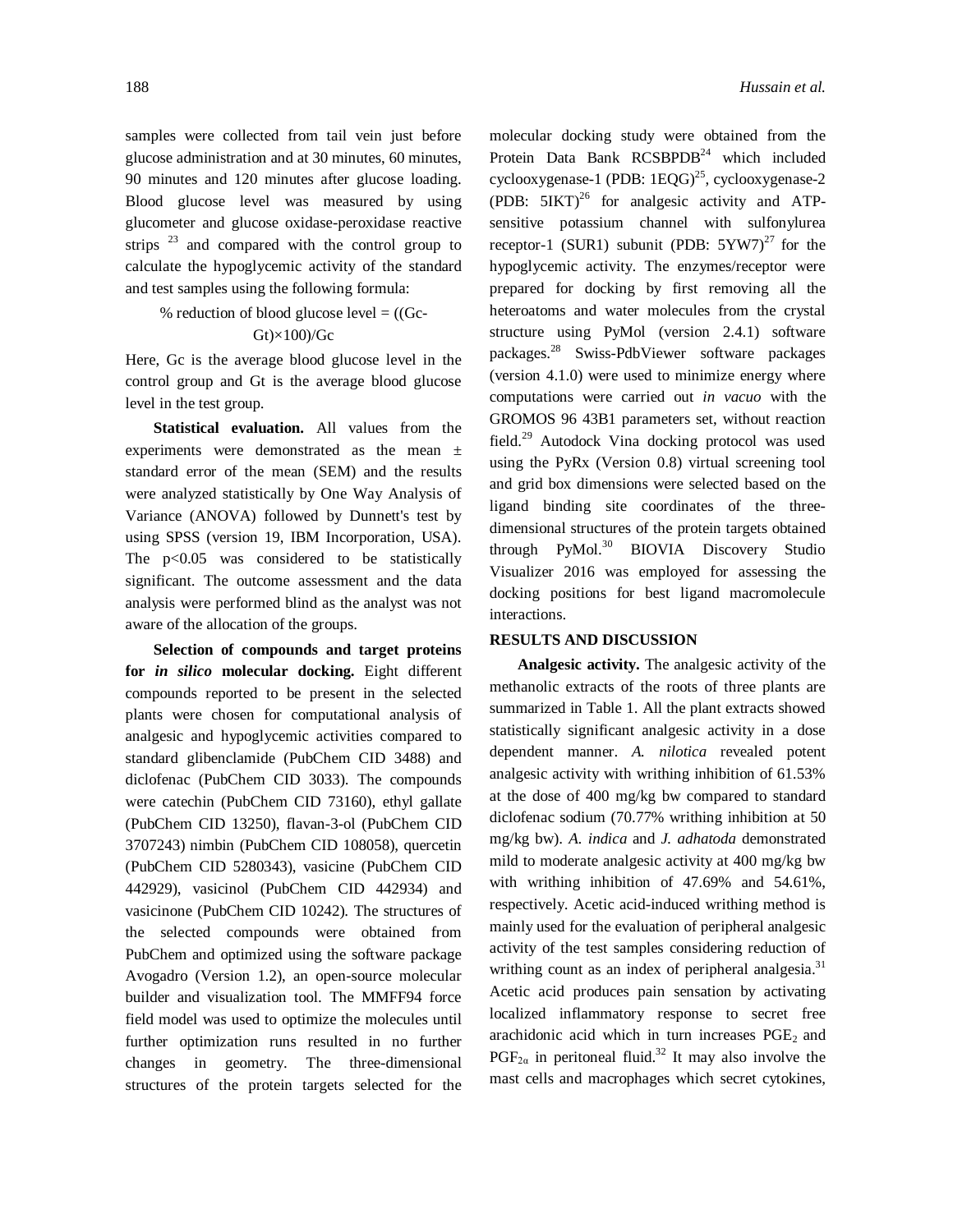samples were collected from tail vein just before glucose administration and at 30 minutes, 60 minutes, 90 minutes and 120 minutes after glucose loading. Blood glucose level was measured by using glucometer and glucose oxidase-peroxidase reactive strips [23] and compared with the control group to calculate the hypoglycemic activity of the standard and test samples using the following formula:

$$\% \text{ reduction of blood glucose level} = ((Gc-Gt)\times100)/Gc$$

Here, Gc is the average blood glucose level in the control group and Gt is the average blood glucose level in the test group.

**Statistical evaluation.** All values from the experiments were demonstrated as the mean ± standard error of the mean (SEM) and the results were analyzed statistically by One Way Analysis of Variance (ANOVA) followed by Dunnett's test by using SPSS (version 19, IBM Incorporation, USA). The $p<0.05$ was considered to be statistically significant. The outcome assessment and the data analysis were performed blind as the analyst was not aware of the allocation of the groups.

**Selection of compounds and target proteins for *in silico* molecular docking.** Eight different compounds reported to be present in the selected plants were chosen for computational analysis of analgesic and hypoglycemic activities compared to standard glibenclamide (PubChem CID 3488) and diclofenac (PubChem CID 3033). The compounds were catechin (PubChem CID 73160), ethyl gallate (PubChem CID 13250), flavan-3-ol (PubChem CID 3707243) nimbin (PubChem CID 108058), quercetin (PubChem CID 5280343), vasicine (PubChem CID 442929), vasicinol (PubChem CID 442934) and vasicinone (PubChem CID 10242). The structures of the selected compounds were obtained from PubChem and optimized using the software package Avogadro (Version 1.2), an open-source molecular builder and visualization tool. The MMFF94 force field model was used to optimize the molecules until further optimization runs resulted in no further changes in geometry. The three-dimensional structures of the protein targets selected for the molecular docking study were obtained from the Protein Data Bank RCSBPDB[24] which included cyclooxygenase-1 (PDB: 1EQG)[25], cyclooxygenase-2 (PDB: 5IKT)[26] for analgesic activity and ATP-sensitive potassium channel with sulfonylurea receptor-1 (SUR1) subunit (PDB: 5YW7)[27] for the hypoglycemic activity. The enzymes/receptor were prepared for docking by first removing all the heteroatoms and water molecules from the crystal structure using PyMol (version 2.4.1) software packages.[28] Swiss-PdbViewer software packages (version 4.1.0) were used to minimize energy where computations were carried out *in vacuo* with the GROMOS 96 43B1 parameters set, without reaction field.[29] Autodock Vina docking protocol was used using the PyRx (Version 0.8) virtual screening tool and grid box dimensions were selected based on the ligand binding site coordinates of the three-dimensional structures of the protein targets obtained through PyMol.[30] BIOVIA Discovery Studio Visualizer 2016 was employed for assessing the docking positions for best ligand macromolecule interactions.

## RESULTS AND DISCUSSION

**Analgesic activity.** The analgesic activity of the methanolic extracts of the roots of three plants are summarized in Table 1. All the plant extracts showed statistically significant analgesic activity in a dose dependent manner. *A. nilotica* revealed potent analgesic activity with writhing inhibition of 61.53% at the dose of 400 mg/kg bw compared to standard diclofenac sodium (70.77% writhing inhibition at 50 mg/kg bw). *A. indica* and *J. adhatoda* demonstrated mild to moderate analgesic activity at 400 mg/kg bw with writhing inhibition of 47.69% and 54.61%, respectively. Acetic acid-induced writhing method is mainly used for the evaluation of peripheral analgesic activity of the test samples considering reduction of writhing count as an index of peripheral analgesia.[31] Acetic acid produces pain sensation by activating localized inflammatory response to secret free arachidonic acid which in turn increases $PGE_2$ and $PGF_{2\alpha}$ in peritoneal fluid.[32] It may also involve the mast cells and macrophages which secret cytokines,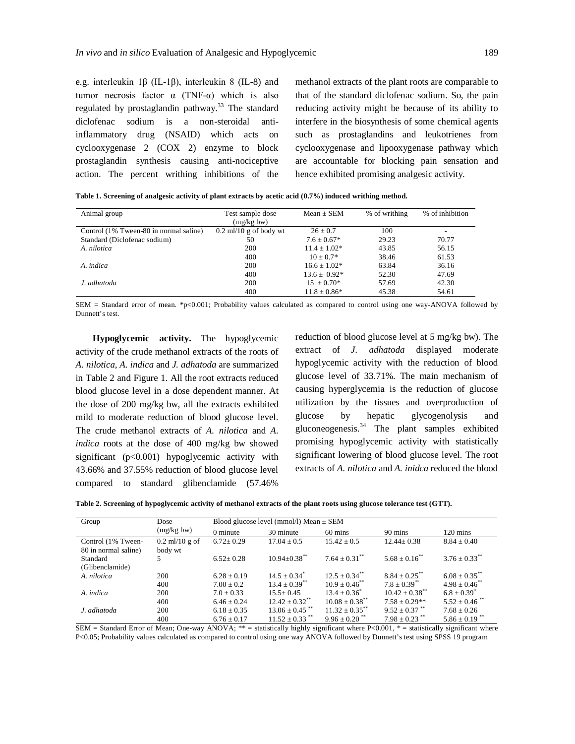e.g. interleukin 1β (IL-1β), interleukin 8 (IL-8) and tumor necrosis factor α (TNF-α) which is also regulated by prostaglandin pathway.[33] The standard diclofenac sodium is a non-steroidal anti-inflammatory drug (NSAID) which acts on cyclooxygenase 2 (COX 2) enzyme to block prostaglandin synthesis causing anti-nociceptive action. The percent writhing inhibitions of the methanol extracts of the plant roots are comparable to that of the standard diclofenac sodium. So, the pain reducing activity might be because of its ability to interfere in the biosynthesis of some chemical agents such as prostaglandins and leukotrienes from cyclooxygenase and lipooxygenase pathway which are accountable for blocking pain sensation and hence exhibited promising analgesic activity.

**Table 1. Screening of analgesic activity of plant extracts by acetic acid (0.7%) induced writhing method.**

| Animal group | Test sample dose (mg/kg bw) | Mean ± SEM | % of writhing | % of inhibition |
|---|---|---|---|---|
| Control (1% Tween-80 in normal saline) | 0.2 ml/10 g of body wt | 26 ± 0.7 | 100 | - |
| Standard (Diclofenac sodium) | 50 | 7.6 ± 0.67* | 29.23 | 70.77 |
| *A. nilotica* | 200 | 11.4 ± 1.02* | 43.85 | 56.15 |
| | 400 | 10 ± 0.7* | 38.46 | 61.53 |
| *A. indica* | 200 | 16.6 ± 1.02* | 63.84 | 36.16 |
| | 400 | 13.6 ± 0.92* | 52.30 | 47.69 |
| *J. adhatoda* | 200 | 15 ± 0.70* | 57.69 | 42.30 |
| | 400 | 11.8 ± 0.86* | 45.38 | 54.61 |

SEM = Standard error of mean. *p<0.001; Probability values calculated as compared to control using one way-ANOVA followed by Dunnett's test.

**Hypoglycemic activity.** The hypoglycemic activity of the crude methanol extracts of the roots of *A. nilotica*, *A. indica* and *J. adhatoda* are summarized in Table 2 and Figure 1. All the root extracts reduced blood glucose level in a dose dependent manner. At the dose of 200 mg/kg bw, all the extracts exhibited mild to moderate reduction of blood glucose level. The crude methanol extracts of *A. nilotica* and *A. indica* roots at the dose of 400 mg/kg bw showed significant (p<0.001) hypoglycemic activity with 43.66% and 37.55% reduction of blood glucose level compared to standard glibenclamide (57.46% reduction of blood glucose level at 5 mg/kg bw). The extract of *J. adhatoda* displayed moderate hypoglycemic activity with the reduction of blood glucose level of 33.71%. The main mechanism of causing hyperglycemia is the reduction of glucose utilization by the tissues and overproduction of glucose by hepatic glycogenolysis and gluconeogenesis.[34] The plant samples exhibited promising hypoglycemic activity with statistically significant lowering of blood glucose level. The root extracts of *A. nilotica* and *A. inidca* reduced the blood

**Table 2. Screening of hypoglycemic activity of methanol extracts of the plant roots using glucose tolerance test (GTT).**

| Group | Dose (mg/kg bw) | Blood glucose level (mmol/l) Mean ± SEM | | | | |
|---|---|---|---|---|---|---|
| | | 0 minute | 30 minute | 60 mins | 90 mins | 120 mins |
| Control (1% Tween-80 in normal saline) | 0.2 ml/10 g of body wt | 6.72± 0.29 | 17.04 ± 0.5 | 15.42 ± 0.5 | 12.44± 0.38 | 8.84 ± 0.40 |
| Standard (Glibenclamide) | 5 | 6.52± 0.28 | 10.94±0.38** | 7.64 ± 0.31** | 5.68 ± 0.16** | 3.76 ± 0.33** |
| *A. nilotica* | 200 | 6.28 ± 0.19 | 14.5 ± 0.34* | 12.5 ± 0.34** | 8.84 ± 0.25** | 6.08 ± 0.35** |
| | 400 | 7.00 ± 0.2 | 13.4 ± 0.39** | 10.9 ± 0.46** | 7.8 ± 0.39** | 4.98 ± 0.46** |
| *A. indica* | 200 | 7.0 ± 0.33 | 15.5± 0.45 | 13.4 ± 0.36* | 10.42 ± 0.38** | 6.8 ± 0.39* |
| | 400 | 6.46 ± 0.24 | 12.42 ± 0.32** | 10.08 ± 0.38** | 7.58 ± 0.29** | 5.52 ± 0.46 ** |
| *J. adhatoda* | 200 | 6.18 ± 0.35 | 13.06 ± 0.45 ** | 11.32 ± 0.35** | 9.52 ± 0.37 ** | 7.68 ± 0.26 |
| | 400 | 6.76 ± 0.17 | 11.52 ± 0.33 ** | 9.96 ± 0.20 ** | 7.98 ± 0.23 ** | 5.86 ± 0.19 ** |

SEM = Standard Error of Mean; One-way ANOVA; ** = statistically highly significant where P<0.001, * = statistically significant where P<0.05; Probability values calculated as compared to control using one way ANOVA followed by Dunnett's test using SPSS 19 program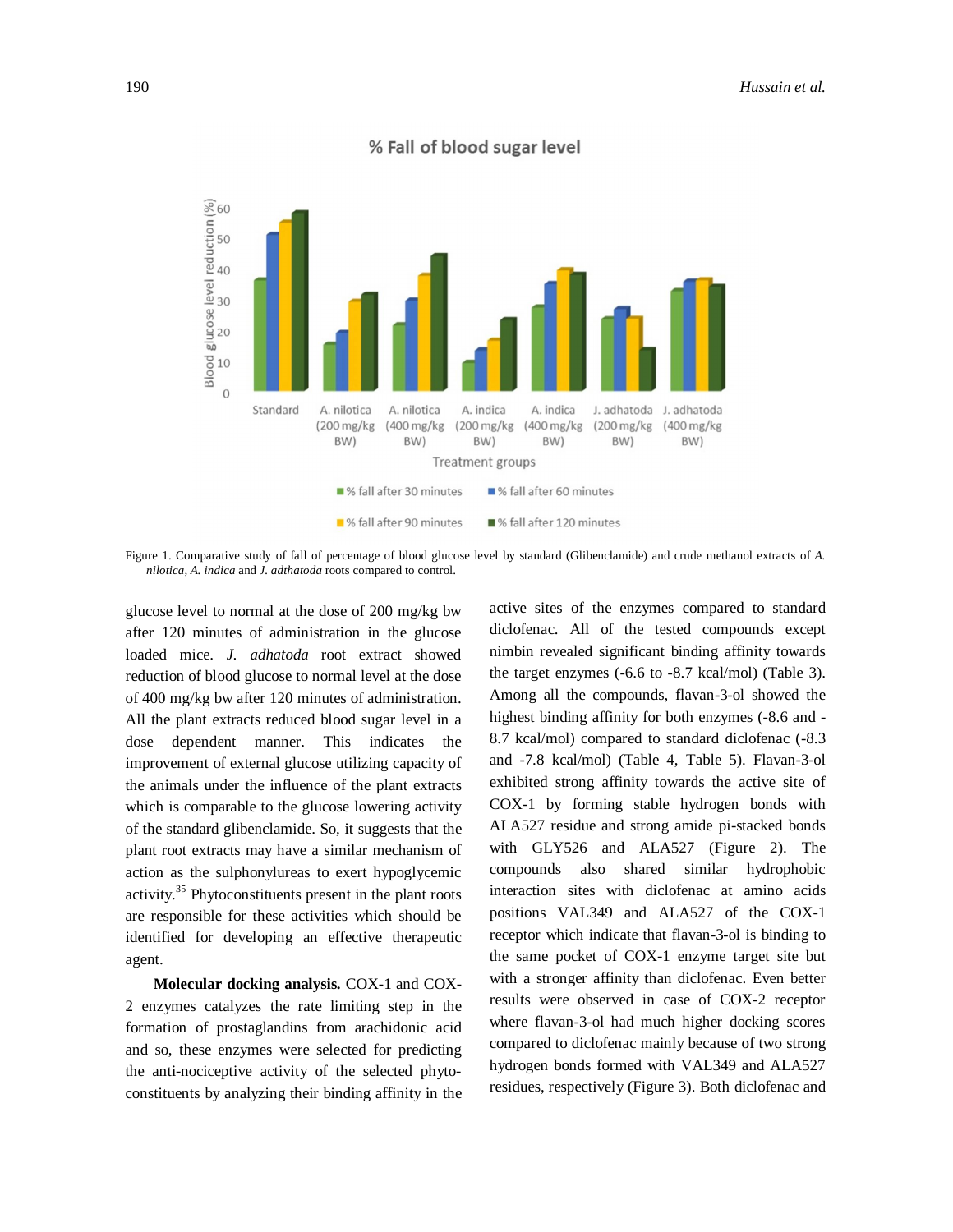Figure 1. Comparative study of fall of percentage of blood glucose level by standard (Glibenclamide) and crude methanol extracts of *A. nilotica, A. indica* and *J. adthatoda* roots compared to control.

glucose level to normal at the dose of 200 mg/kg bw after 120 minutes of administration in the glucose loaded mice. *J. adhatoda* root extract showed reduction of blood glucose to normal level at the dose of 400 mg/kg bw after 120 minutes of administration. All the plant extracts reduced blood sugar level in a dose dependent manner. This indicates the improvement of external glucose utilizing capacity of the animals under the influence of the plant extracts which is comparable to the glucose lowering activity of the standard glibenclamide. So, it suggests that the plant root extracts may have a similar mechanism of action as the sulphonylureas to exert hypoglycemic activity.[35] Phytoconstituents present in the plant roots are responsible for these activities which should be identified for developing an effective therapeutic agent.

**Molecular docking analysis.** COX-1 and COX-2 enzymes catalyzes the rate limiting step in the formation of prostaglandins from arachidonic acid and so, these enzymes were selected for predicting the anti-nociceptive activity of the selected phyto-constituents by analyzing their binding affinity in the active sites of the enzymes compared to standard diclofenac. All of the tested compounds except nimbin revealed significant binding affinity towards the target enzymes (-6.6 to -8.7 kcal/mol) (Table 3). Among all the compounds, flavan-3-ol showed the highest binding affinity for both enzymes (-8.6 and -8.7 kcal/mol) compared to standard diclofenac (-8.3 and -7.8 kcal/mol) (Table 4, Table 5). Flavan-3-ol exhibited strong affinity towards the active site of COX-1 by forming stable hydrogen bonds with ALA527 residue and strong amide pi-stacked bonds with GLY526 and ALA527 (Figure 2). The compounds also shared similar hydrophobic interaction sites with diclofenac at amino acids positions VAL349 and ALA527 of the COX-1 receptor which indicate that flavan-3-ol is binding to the same pocket of COX-1 enzyme target site but with a stronger affinity than diclofenac. Even better results were observed in case of COX-2 receptor where flavan-3-ol had much higher docking scores compared to diclofenac mainly because of two strong hydrogen bonds formed with VAL349 and ALA527 residues, respectively (Figure 3). Both diclofenac and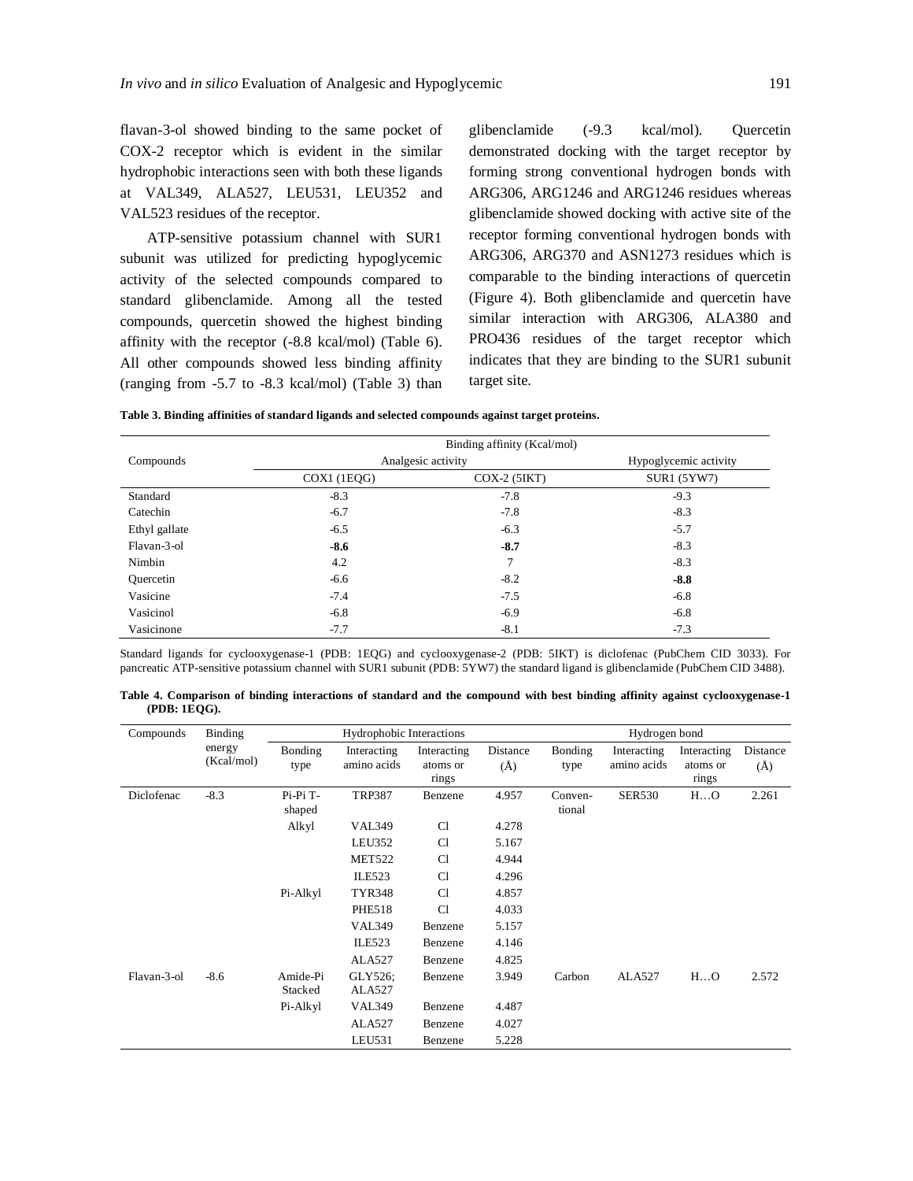flavan-3-ol showed binding to the same pocket of COX-2 receptor which is evident in the similar hydrophobic interactions seen with both these ligands at VAL349, ALA527, LEU531, LEU352 and VAL523 residues of the receptor.

ATP-sensitive potassium channel with SUR1 subunit was utilized for predicting hypoglycemic activity of the selected compounds compared to standard glibenclamide. Among all the tested compounds, quercetin showed the highest binding affinity with the receptor (-8.8 kcal/mol) (Table 6). All other compounds showed less binding affinity (ranging from -5.7 to -8.3 kcal/mol) (Table 3) than glibenclamide (-9.3 kcal/mol). Quercetin demonstrated docking with the target receptor by forming strong conventional hydrogen bonds with ARG306, ARG1246 and ARG1246 residues whereas glibenclamide showed docking with active site of the receptor forming conventional hydrogen bonds with ARG306, ARG370 and ASN1273 residues which is comparable to the binding interactions of quercetin (Figure 4). Both glibenclamide and quercetin have similar interaction with ARG306, ALA380 and PRO436 residues of the target receptor which indicates that they are binding to the SUR1 subunit target site.

**Table 3. Binding affinities of standard ligands and selected compounds against target proteins.**

| Compounds | Binding affinity (Kcal/mol) | | |
|---|---|---|---|
| | Analgesic activity | | Hypoglycemic activity |
| | COX1 (1EQG) | COX-2 (5IKT) | SUR1 (5YW7) |
| Standard | -8.3 | -7.8 | -9.3 |
| Catechin | -6.7 | -7.8 | -8.3 |
| Ethyl gallate | -6.5 | -6.3 | -5.7 |
| Flavan-3-ol | **-8.6** | **-8.7** | -8.3 |
| Nimbin | 4.2 | 7 | -8.3 |
| Quercetin | -6.6 | -8.2 | **-8.8** |
| Vasicine | -7.4 | -7.5 | -6.8 |
| Vasicinol | -6.8 | -6.9 | -6.8 |
| Vasicinone | -7.7 | -8.1 | -7.3 |

Standard ligands for cyclooxygenase-1 (PDB: 1EQG) and cyclooxygenase-2 (PDB: 5IKT) is diclofenac (PubChem CID 3033). For pancreatic ATP-sensitive potassium channel with SUR1 subunit (PDB: 5YW7) the standard ligand is glibenclamide (PubChem CID 3488).

**Table 4. Comparison of binding interactions of standard and the compound with best binding affinity against cyclooxygenase-1 (PDB: 1EQG).**

| Compounds | Binding energy (Kcal/mol) | Hydrophobic Interactions | | | | Hydrogen bond | | | |
|---|---|---|---|---|---|---|---|---|---|
| | | Bonding type | Interacting amino acids | Interacting atoms or rings | Distance (Å) | Bonding type | Interacting amino acids | Interacting atoms or rings | Distance (Å) |
| Diclofenac | -8.3 | Pi-Pi T-shaped | TRP387 | Benzene | 4.957 | Conven-tional | SER530 | H…O | 2.261 |
| | | Alkyl | VAL349 | Cl | 4.278 | | | | |
| | | | LEU352 | Cl | 5.167 | | | | |
| | | | MET522 | Cl | 4.944 | | | | |
| | | | ILE523 | Cl | 4.296 | | | | |
| | | Pi-Alkyl | TYR348 | Cl | 4.857 | | | | |
| | | | PHE518 | Cl | 4.033 | | | | |
| | | | VAL349 | Benzene | 5.157 | | | | |
| | | | ILE523 | Benzene | 4.146 | | | | |
| | | | ALA527 | Benzene | 4.825 | | | | |
| Flavan-3-ol | -8.6 | Amide-Pi Stacked | GLY526; ALA527 | Benzene | 3.949 | Carbon | ALA527 | H…O | 2.572 |
| | | Pi-Alkyl | VAL349 | Benzene | 4.487 | | | | |
| | | | ALA527 | Benzene | 4.027 | | | | |
| | | | LEU531 | Benzene | 5.228 | | | | |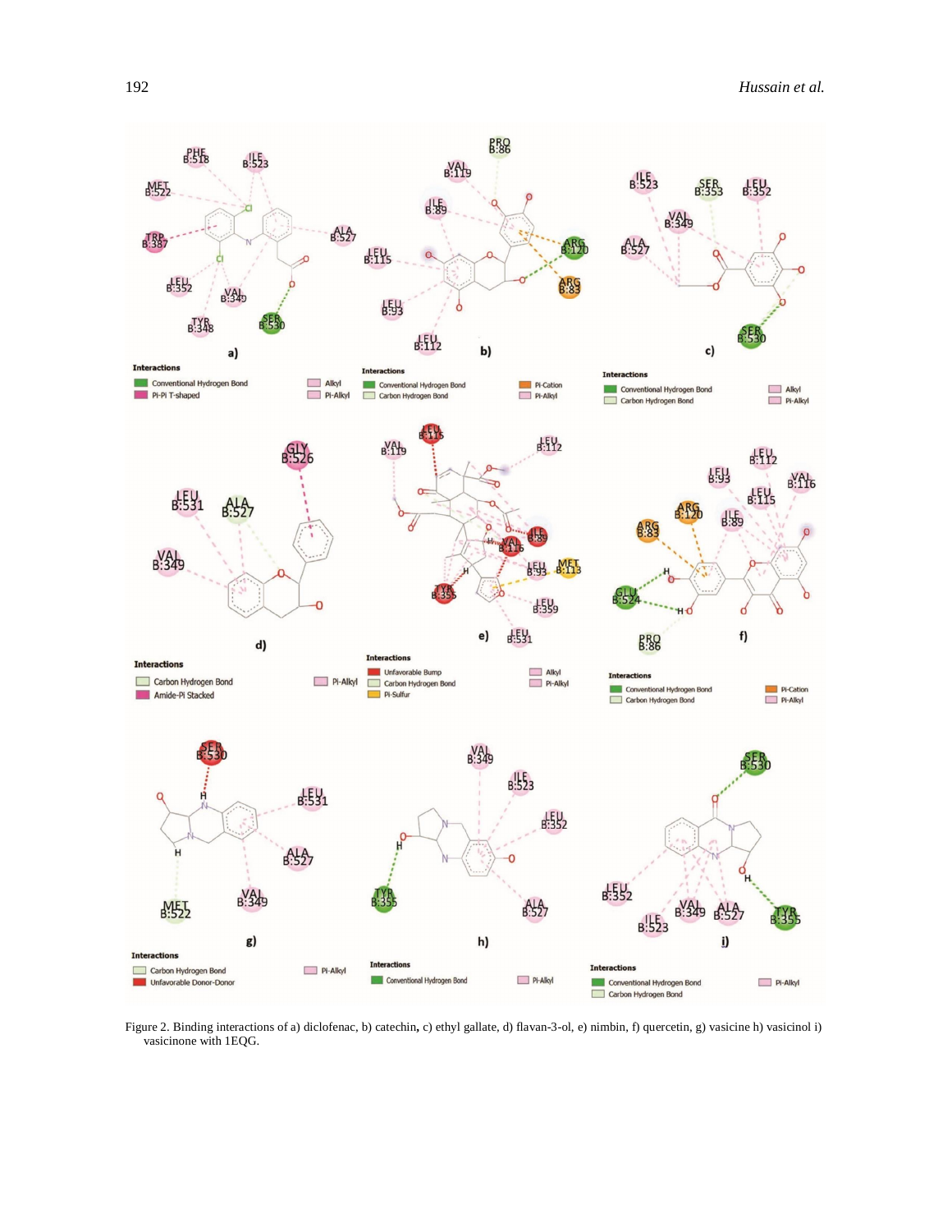Figure 2. Binding interactions of a) diclofenac, b) catechin, c) ethyl gallate, d) flavan-3-ol, e) nimbin, f) quercetin, g) vasicine h) vasicinol i) vasicinone with 1EQG.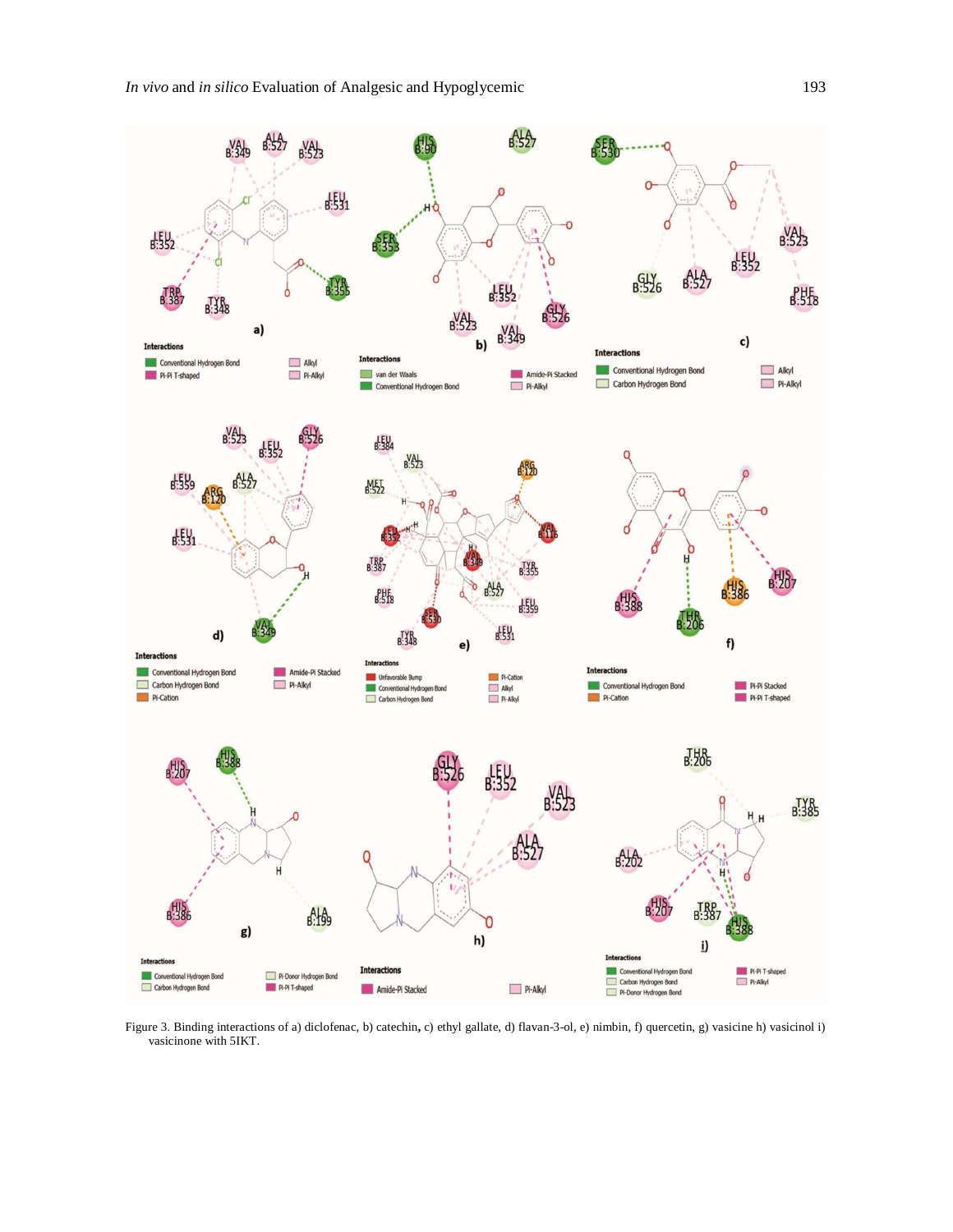Figure 3. Binding interactions of a) diclofenac, b) catechin, c) ethyl gallate, d) flavan-3-ol, e) nimbin, f) quercetin, g) vasicine h) vasicinol i) vasicinone with 5IKT.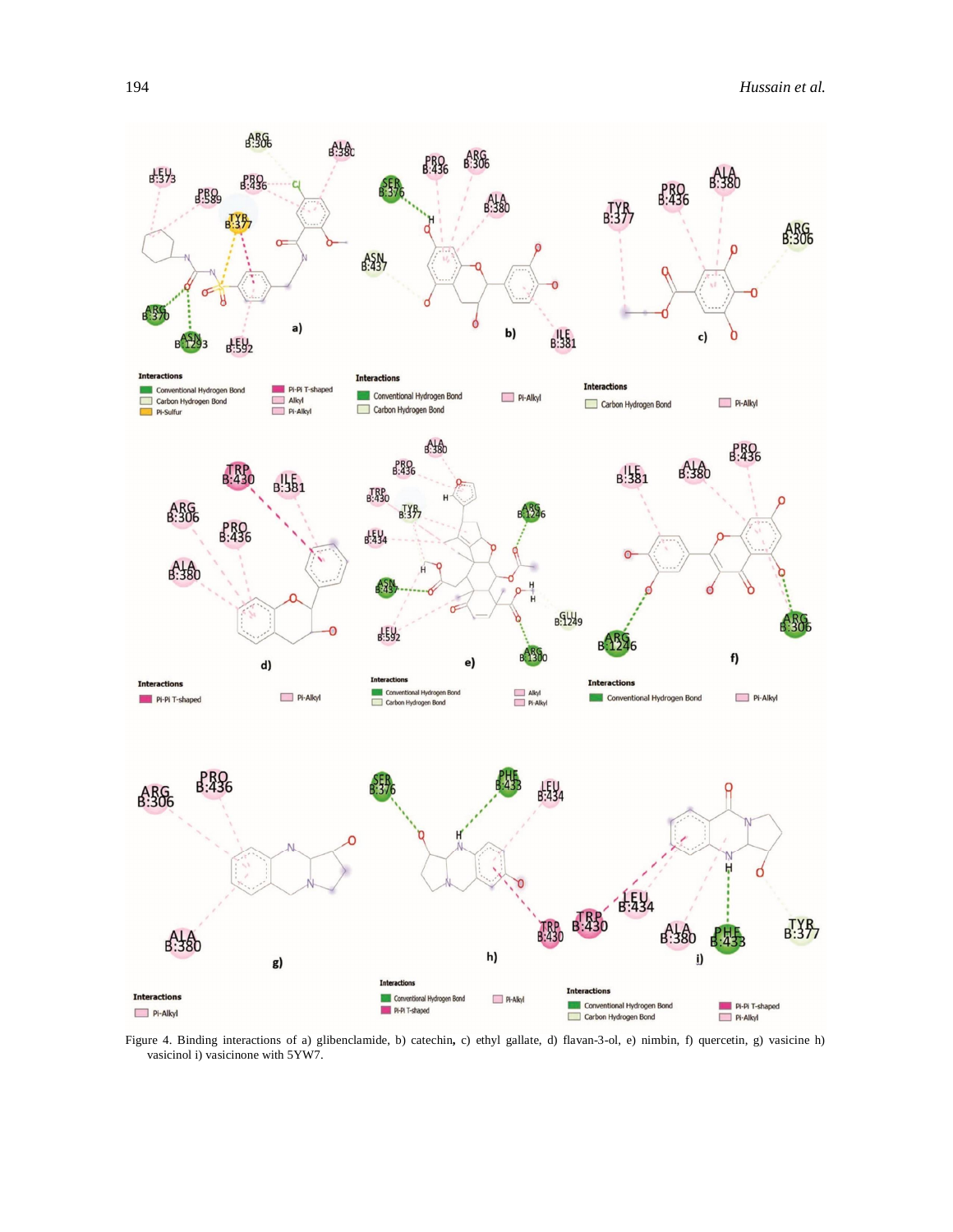Figure 4. Binding interactions of a) glibenclamide, b) catechin, c) ethyl gallate, d) flavan-3-ol, e) nimbin, f) quercetin, g) vasicine h) vasicinol i) vasicinone with 5YW7.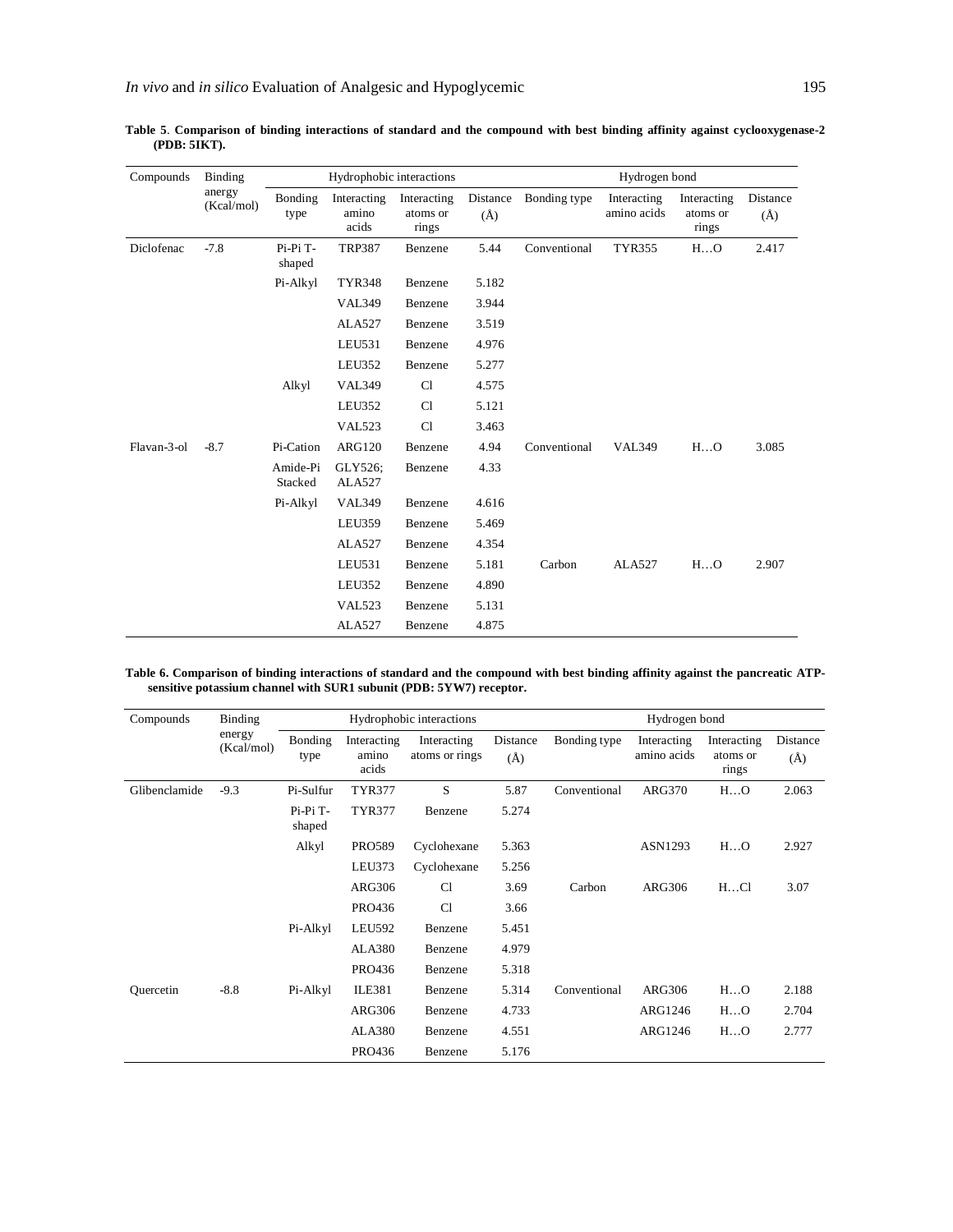**Table 5**. **Comparison of binding interactions of standard and the compound with best binding affinity against cyclooxygenase-2 (PDB: 5IKT).**

| Compounds | Binding energy (Kcal/mol) | Hydrophobic interactions | | | | Hydrogen bond | | | |
|---|---|---|---|---|---|---|---|---|---|
| | | Bonding type | Interacting amino acids | Interacting atoms or rings | Distance (Å) | Bonding type | Interacting amino acids | Interacting atoms or rings | Distance (Å) |
| Diclofenac | -7.8 | Pi-Pi T-shaped | TRP387 | Benzene | 5.44 | Conventional | TYR355 | H…O | 2.417 |
| | | Pi-Alkyl | TYR348 | Benzene | 5.182 | | | | |
| | | | VAL349 | Benzene | 3.944 | | | | |
| | | | ALA527 | Benzene | 3.519 | | | | |
| | | | LEU531 | Benzene | 4.976 | | | | |
| | | | LEU352 | Benzene | 5.277 | | | | |
| | | Alkyl | VAL349 | Cl | 4.575 | | | | |
| | | | LEU352 | Cl | 5.121 | | | | |
| | | | VAL523 | Cl | 3.463 | | | | |
| Flavan-3-ol | -8.7 | Pi-Cation | ARG120 | Benzene | 4.94 | Conventional | VAL349 | H…O | 3.085 |
| | | Amide-Pi Stacked | GLY526; ALA527 | Benzene | 4.33 | | | | |
| | | Pi-Alkyl | VAL349 | Benzene | 4.616 | | | | |
| | | | LEU359 | Benzene | 5.469 | | | | |
| | | | ALA527 | Benzene | 4.354 | | | | |
| | | | LEU531 | Benzene | 5.181 | Carbon | ALA527 | H…O | 2.907 |
| | | | LEU352 | Benzene | 4.890 | | | | |
| | | | VAL523 | Benzene | 5.131 | | | | |
| | | | ALA527 | Benzene | 4.875 | | | | |

**Table 6. Comparison of binding interactions of standard and the compound with best binding affinity against the pancreatic ATP-sensitive potassium channel with SUR1 subunit (PDB: 5YW7) receptor.**

| Compounds | Binding energy (Kcal/mol) | Hydrophobic interactions | | | | Hydrogen bond | | | |
|---|---|---|---|---|---|---|---|---|---|
| | | Bonding type | Interacting amino acids | Interacting atoms or rings | Distance (Å) | Bonding type | Interacting amino acids | Interacting atoms or rings | Distance (Å) |
| Glibenclamide | -9.3 | Pi-Sulfur | TYR377 | S | 5.87 | Conventional | ARG370 | H…O | 2.063 |
| | | Pi-Pi T-shaped | TYR377 | Benzene | 5.274 | | | | |
| | | Alkyl | PRO589 | Cyclohexane | 5.363 | | ASN1293 | H…O | 2.927 |
| | | | LEU373 | Cyclohexane | 5.256 | | | | |
| | | | ARG306 | Cl | 3.69 | Carbon | ARG306 | H…Cl | 3.07 |
| | | | PRO436 | Cl | 3.66 | | | | |
| | | Pi-Alkyl | LEU592 | Benzene | 5.451 | | | | |
| | | | ALA380 | Benzene | 4.979 | | | | |
| | | | PRO436 | Benzene | 5.318 | | | | |
| Quercetin | -8.8 | Pi-Alkyl | ILE381 | Benzene | 5.314 | Conventional | ARG306 | H…O | 2.188 |
| | | | ARG306 | Benzene | 4.733 | | ARG1246 | H…O | 2.704 |
| | | | ALA380 | Benzene | 4.551 | | ARG1246 | H…O | 2.777 |
| | | | PRO436 | Benzene | 5.176 | | | | |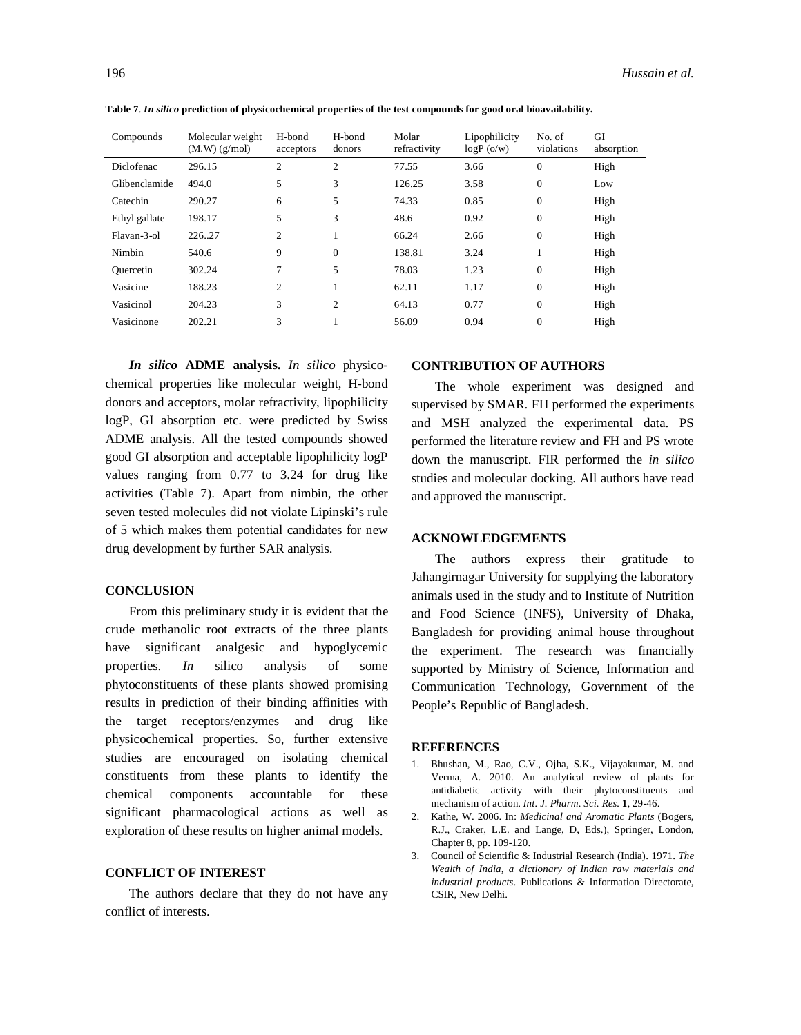**Table 7**. ***In silico*** **prediction of physicochemical properties of the test compounds for good oral bioavailability.**

| Compounds | Molecular weight (M.W) (g/mol) | H-bond acceptors | H-bond donors | Molar refractivity | Lipophilicity logP (o/w) | No. of violations | GI absorption |
|---|---|---|---|---|---|---|---|
| Diclofenac | 296.15 | 2 | 2 | 77.55 | 3.66 | 0 | High |
| Glibenclamide | 494.0 | 5 | 3 | 126.25 | 3.58 | 0 | Low |
| Catechin | 290.27 | 6 | 5 | 74.33 | 0.85 | 0 | High |
| Ethyl gallate | 198.17 | 5 | 3 | 48.6 | 0.92 | 0 | High |
| Flavan-3-ol | 226..27 | 2 | 1 | 66.24 | 2.66 | 0 | High |
| Nimbin | 540.6 | 9 | 0 | 138.81 | 3.24 | 1 | High |
| Quercetin | 302.24 | 7 | 5 | 78.03 | 1.23 | 0 | High |
| Vasicine | 188.23 | 2 | 1 | 62.11 | 1.17 | 0 | High |
| Vasicinol | 204.23 | 3 | 2 | 64.13 | 0.77 | 0 | High |
| Vasicinone | 202.21 | 3 | 1 | 56.09 | 0.94 | 0 | High |

***In silico*** **ADME analysis.** *In silico* physicochemical properties like molecular weight, H-bond donors and acceptors, molar refractivity, lipophilicity logP, GI absorption etc. were predicted by Swiss ADME analysis. All the tested compounds showed good GI absorption and acceptable lipophilicity logP values ranging from 0.77 to 3.24 for drug like activities (Table 7). Apart from nimbin, the other seven tested molecules did not violate Lipinski's rule of 5 which makes them potential candidates for new drug development by further SAR analysis.

## CONCLUSION

From this preliminary study it is evident that the crude methanolic root extracts of the three plants have significant analgesic and hypoglycemic properties. *In* silico analysis of some phytoconstituents of these plants showed promising results in prediction of their binding affinities with the target receptors/enzymes and drug like physicochemical properties. So, further extensive studies are encouraged on isolating chemical constituents from these plants to identify the chemical components accountable for these significant pharmacological actions as well as exploration of these results on higher animal models.

## CONFLICT OF INTEREST

The authors declare that they do not have any conflict of interests.

## CONTRIBUTION OF AUTHORS

The whole experiment was designed and supervised by SMAR. FH performed the experiments and MSH analyzed the experimental data. PS performed the literature review and FH and PS wrote down the manuscript. FIR performed the *in silico* studies and molecular docking. All authors have read and approved the manuscript.

## ACKNOWLEDGEMENTS

The authors express their gratitude to Jahangirnagar University for supplying the laboratory animals used in the study and to Institute of Nutrition and Food Science (INFS), University of Dhaka, Bangladesh for providing animal house throughout the experiment. The research was financially supported by Ministry of Science, Information and Communication Technology, Government of the People's Republic of Bangladesh.

## REFERENCES

1. Bhushan, M., Rao, C.V., Ojha, S.K., Vijayakumar, M. and Verma, A. 2010. An analytical review of plants for antidiabetic activity with their phytoconstituents and mechanism of action. *Int. J. Pharm. Sci. Res.* **1**, 29-46.
2. Kathe, W. 2006. In: *Medicinal and Aromatic Plants* (Bogers, R.J., Craker, L.E. and Lange, D, Eds.), Springer, London, Chapter 8, pp. 109-120.
3. Council of Scientific & Industrial Research (India). 1971. *The Wealth of India, a dictionary of Indian raw materials and industrial products*. Publications & Information Directorate, CSIR, New Delhi.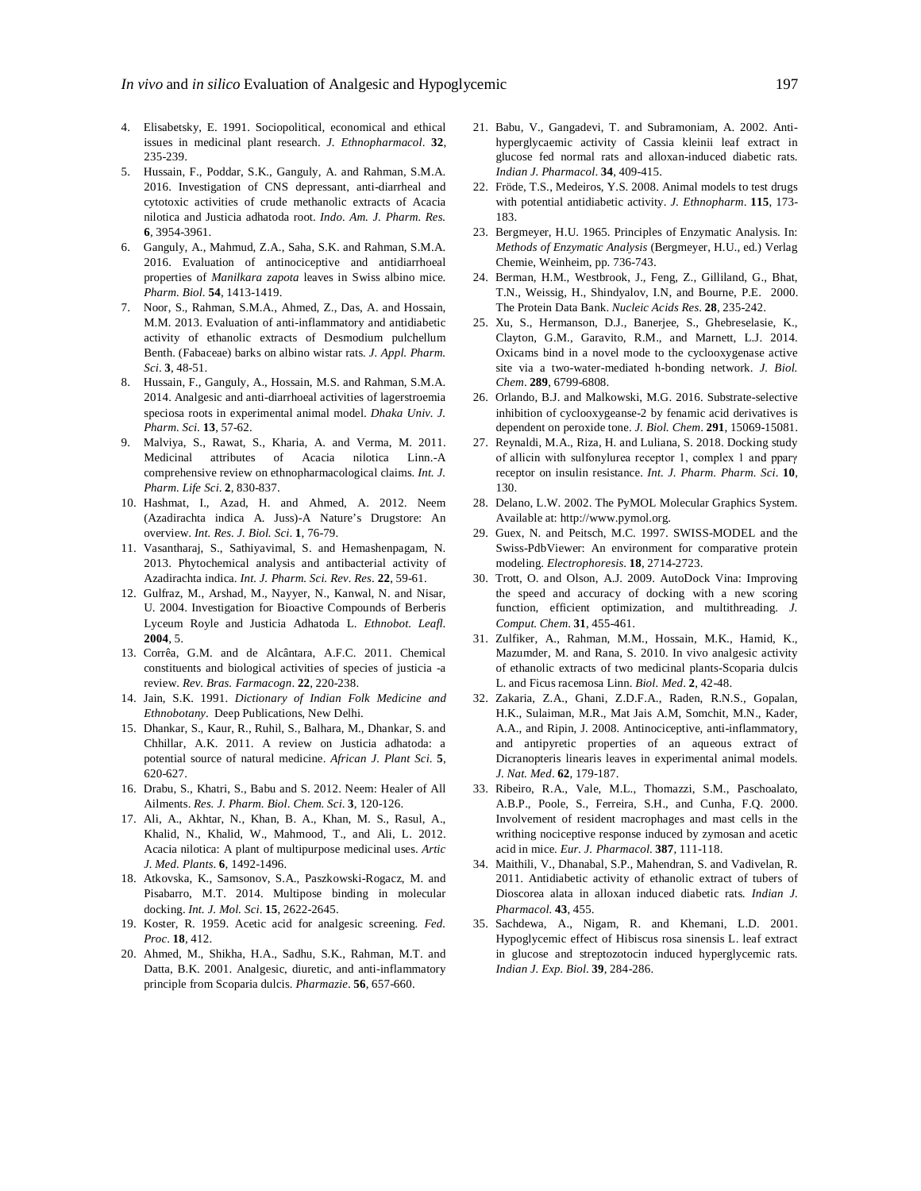4. Elisabetsky, E. 1991. Sociopolitical, economical and ethical issues in medicinal plant research. *J. Ethnopharmacol*. **32**, 235-239.
5. Hussain, F., Poddar, S.K., Ganguly, A. and Rahman, S.M.A. 2016. Investigation of CNS depressant, anti-diarrheal and cytotoxic activities of crude methanolic extracts of Acacia nilotica and Justicia adhatoda root. *Indo. Am. J. Pharm. Res.* **6**, 3954-3961.
6. Ganguly, A., Mahmud, Z.A., Saha, S.K. and Rahman, S.M.A. 2016. Evaluation of antinociceptive and antidiarrhoeal properties of *Manilkara zapota* leaves in Swiss albino mice. *Pharm. Biol.* **54**, 1413-1419.
7. Noor, S., Rahman, S.M.A., Ahmed, Z., Das, A. and Hossain, M.M. 2013. Evaluation of anti-inflammatory and antidiabetic activity of ethanolic extracts of Desmodium pulchellum Benth. (Fabaceae) barks on albino wistar rats. *J. Appl. Pharm. Sci*. **3**, 48-51.
8. Hussain, F., Ganguly, A., Hossain, M.S. and Rahman, S.M.A. 2014. Analgesic and anti-diarrhoeal activities of lagerstroemia speciosa roots in experimental animal model. *Dhaka Univ. J. Pharm. Sci.* **13**, 57-62.
9. Malviya, S., Rawat, S., Kharia, A. and Verma, M. 2011. Medicinal attributes of Acacia nilotica Linn.-A comprehensive review on ethnopharmacological claims. *Int. J. Pharm. Life Sci*. **2**, 830-837.
10. Hashmat, I., Azad, H. and Ahmed, A. 2012. Neem (Azadirachta indica A. Juss)-A Nature's Drugstore: An overview. *Int. Res. J. Biol. Sci*. **1**, 76-79.
11. Vasantharaj, S., Sathiyavimal, S. and Hemashenpagam, N. 2013. Phytochemical analysis and antibacterial activity of Azadirachta indica. *Int. J. Pharm. Sci. Rev. Res*. **22**, 59-61.
12. Gulfraz, M., Arshad, M., Nayyer, N., Kanwal, N. and Nisar, U. 2004. Investigation for Bioactive Compounds of Berberis Lyceum Royle and Justicia Adhatoda L. *Ethnobot. Leafl.* **2004**, 5.
13. Corrêa, G.M. and de Alcântara, A.F.C. 2011. Chemical constituents and biological activities of species of justicia -a review. *Rev. Bras. Farmacogn*. **22**, 220-238.
14. Jain, S.K. 1991. *Dictionary of Indian Folk Medicine and Ethnobotany*. Deep Publications, New Delhi.
15. Dhankar, S., Kaur, R., Ruhil, S., Balhara, M., Dhankar, S. and Chhillar, A.K. 2011. A review on Justicia adhatoda: a potential source of natural medicine. *African J. Plant Sci*. **5**, 620-627.
16. Drabu, S., Khatri, S., Babu and S. 2012. Neem: Healer of All Ailments. *Res. J. Pharm. Biol. Chem. Sci*. **3**, 120-126.
17. Ali, A., Akhtar, N., Khan, B. A., Khan, M. S., Rasul, A., Khalid, N., Khalid, W., Mahmood, T., and Ali, L. 2012. Acacia nilotica: A plant of multipurpose medicinal uses. *Artic J. Med. Plants*. **6**, 1492-1496.
18. Atkovska, K., Samsonov, S.A., Paszkowski-Rogacz, M. and Pisabarro, M.T. 2014. Multipose binding in molecular docking. *Int. J. Mol. Sci*. **15**, 2622-2645.
19. Koster, R. 1959. Acetic acid for analgesic screening. *Fed. Proc*. **18**, 412.
20. Ahmed, M., Shikha, H.A., Sadhu, S.K., Rahman, M.T. and Datta, B.K. 2001. Analgesic, diuretic, and anti-inflammatory principle from Scoparia dulcis. *Pharmazie*. **56**, 657-660.
21. Babu, V., Gangadevi, T. and Subramoniam, A. 2002. Anti-hyperglycaemic activity of Cassia kleinii leaf extract in glucose fed normal rats and alloxan-induced diabetic rats. *Indian J. Pharmacol*. **34**, 409-415.
22. Fröde, T.S., Medeiros, Y.S. 2008. Animal models to test drugs with potential antidiabetic activity. *J. Ethnopharm*. **115**, 173-183.
23. Bergmeyer, H.U. 1965. Principles of Enzymatic Analysis. In: *Methods of Enzymatic Analysis* (Bergmeyer, H.U., ed.) Verlag Chemie, Weinheim, pp. 736-743.
24. Berman, H.M., Westbrook, J., Feng, Z., Gilliland, G., Bhat, T.N., Weissig, H., Shindyalov, I.N, and Bourne, P.E. 2000. The Protein Data Bank. *Nucleic Acids Res*. **28**, 235-242.
25. Xu, S., Hermanson, D.J., Banerjee, S., Ghebreselasie, K., Clayton, G.M., Garavito, R.M., and Marnett, L.J. 2014. Oxicams bind in a novel mode to the cyclooxygenase active site via a two-water-mediated h-bonding network. *J. Biol. Chem*. **289**, 6799-6808.
26. Orlando, B.J. and Malkowski, M.G. 2016. Substrate-selective inhibition of cyclooxygeanse-2 by fenamic acid derivatives is dependent on peroxide tone. *J. Biol. Chem*. **291**, 15069-15081.
27. Reynaldi, M.A., Riza, H. and Luliana, S. 2018. Docking study of allicin with sulfonylurea receptor 1, complex 1 and pparγ receptor on insulin resistance. *Int. J. Pharm. Pharm. Sci*. **10**, 130.
28. Delano, L.W. 2002. The PyMOL Molecular Graphics System. Available at: http://www.pymol.org.
29. Guex, N. and Peitsch, M.C. 1997. SWISS-MODEL and the Swiss-PdbViewer: An environment for comparative protein modeling. *Electrophoresis*. **18**, 2714-2723.
30. Trott, O. and Olson, A.J. 2009. AutoDock Vina: Improving the speed and accuracy of docking with a new scoring function, efficient optimization, and multithreading. *J. Comput. Chem*. **31**, 455-461.
31. Zulfiker, A., Rahman, M.M., Hossain, M.K., Hamid, K., Mazumder, M. and Rana, S. 2010. In vivo analgesic activity of ethanolic extracts of two medicinal plants-Scoparia dulcis L. and Ficus racemosa Linn. *Biol. Med*. **2**, 42-48.
32. Zakaria, Z.A., Ghani, Z.D.F.A., Raden, R.N.S., Gopalan, H.K., Sulaiman, M.R., Mat Jais A.M, Somchit, M.N., Kader, A.A., and Ripin, J. 2008. Antinociceptive, anti-inflammatory, and antipyretic properties of an aqueous extract of Dicranopteris linearis leaves in experimental animal models. *J. Nat. Med*. **62**, 179-187.
33. Ribeiro, R.A., Vale, M.L., Thomazzi, S.M., Paschoalato, A.B.P., Poole, S., Ferreira, S.H., and Cunha, F.Q. 2000. Involvement of resident macrophages and mast cells in the writhing nociceptive response induced by zymosan and acetic acid in mice. *Eur. J. Pharmacol*. **387**, 111-118.
34. Maithili, V., Dhanabal, S.P., Mahendran, S. and Vadivelan, R. 2011. Antidiabetic activity of ethanolic extract of tubers of Dioscorea alata in alloxan induced diabetic rats. *Indian J. Pharmacol*. **43**, 455.
35. Sachdewa, A., Nigam, R. and Khemani, L.D. 2001. Hypoglycemic effect of Hibiscus rosa sinensis L. leaf extract in glucose and streptozotocin induced hyperglycemic rats. *Indian J. Exp. Biol*. **39**, 284-286.